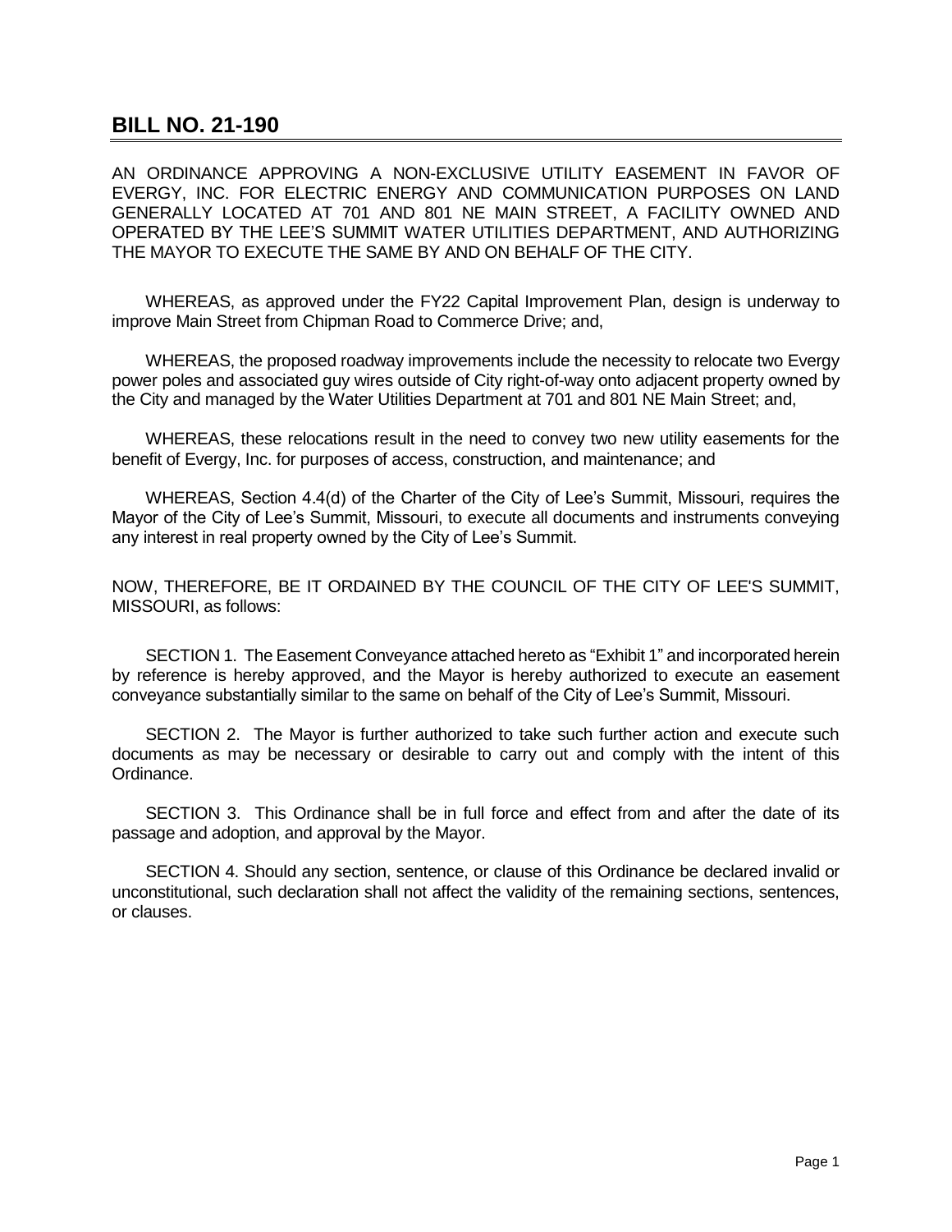# BILL NO. 21-190

AN ORDINANCE APPROVING A NON-EXCLUSIVE UTILITY EASEMENT IN FAVOR OF EVERGY, INC. FOR ELECTRIC ENERGY AND COMMUNICATION PURPOSES ON LAND GENERALLY LOCATED AT 701 AND 801 NE MAIN STREET, A FACILITY OWNED AND OPERATED BY THE LEE'S SUMMIT WATER UTILITIES DEPARTMENT, AND AUTHORIZING THE MAYOR TO EXECUTE THE SAME BY AND ON BEHALF OF THE CITY.

WHEREAS, as approved under the FY22 Capital Improvement Plan, design is underway to improve Main Street from Chipman Road to Commerce Drive; and,

WHEREAS, the proposed roadway improvements include the necessity to relocate two Evergy power poles and associated guy wires outside of City right-of-way onto adjacent property owned by the City and managed by the Water Utilities Department at 701 and 801 NE Main Street; and,

WHEREAS, these relocations result in the need to convey two new utility easements for the benefit of Evergy, Inc. for purposes of access, construction, and maintenance; and

WHEREAS, Section 4.4(d) of the Charter of the City of Lee's Summit, Missouri, requires the Mayor of the City of Lee's Summit, Missouri, to execute all documents and instruments conveying any interest in real property owned by the City of Lee's Summit.

NOW, THEREFORE, BE IT ORDAINED BY THE COUNCIL OF THE CITY OF LEE'S SUMMIT, MISSOURI, as follows:

SECTION 1. The Easement Conveyance attached hereto as "Exhibit 1" and incorporated herein by reference is hereby approved, and the Mayor is hereby authorized to execute an easement conveyance substantially similar to the same on behalf of the City of Lee's Summit, Missouri.

SECTION 2. The Mayor is further authorized to take such further action and execute such documents as may be necessary or desirable to carry out and comply with the intent of this Ordinance.

SECTION 3. This Ordinance shall be in full force and effect from and after the date of its passage and adoption, and approval by the Mayor.

SECTION 4. Should any section, sentence, or clause of this Ordinance be declared invalid or unconstitutional, such declaration shall not affect the validity of the remaining sections, sentences, or clauses.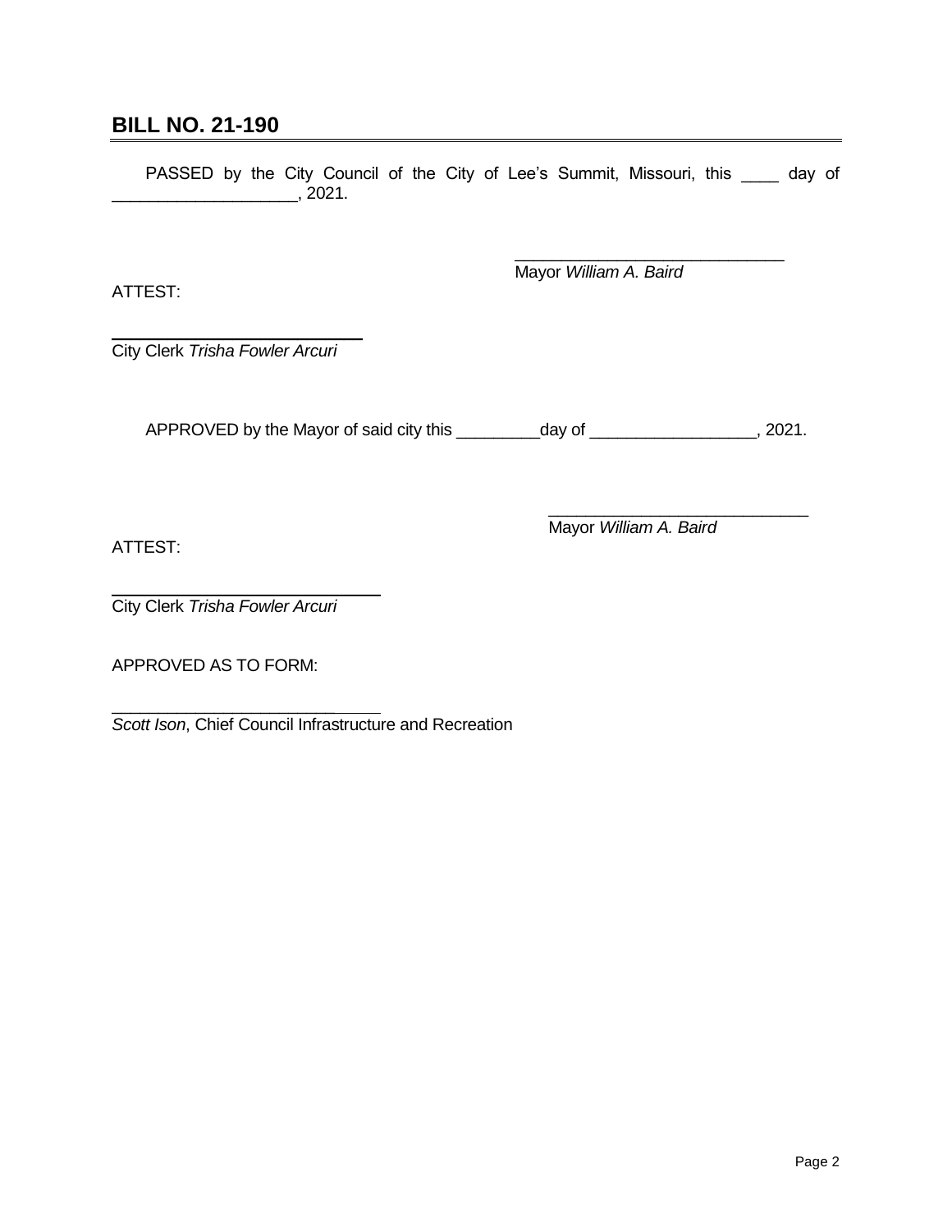## BILL NO. 21-190

PASSED by the City Council of the City of Lee's Summit, Missouri, this ____ day of ____________________, 2021.

______________________________
Mayor *William A. Baird*

ATTEST:

______________________________
City Clerk *Trisha Fowler Arcuri*

APPROVED by the Mayor of said city this _________day of __________________, 2021.

______________________________
Mayor *William A. Baird*

ATTEST:

______________________________
City Clerk *Trisha Fowler Arcuri*

APPROVED AS TO FORM:

______________________________
*Scott Ison*, Chief Council Infrastructure and Recreation